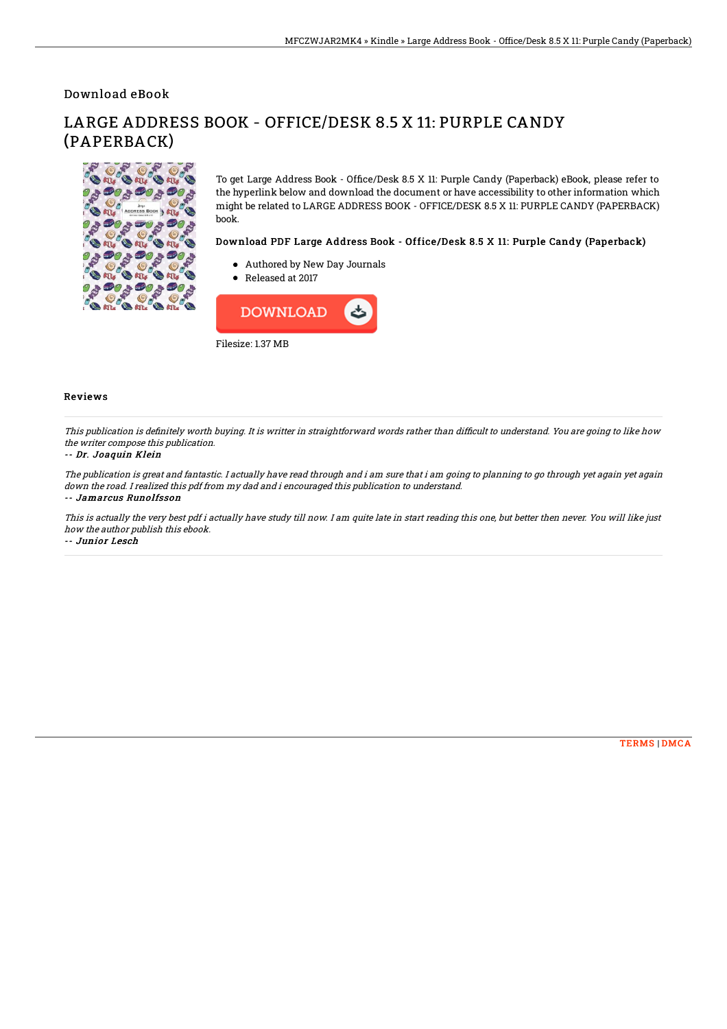Download eBook

# LARGE ADDRESS BOOK - OFFICE/DESK 8.5 X 11: PURPLE CANDY (PAPERBACK)

To get Large Address Book - Office/Desk 8.5 X 11: Purple Candy (Paperback) eBook, please refer to the hyperlink below and download the document or have accessibility to other information which might be related to LARGE ADDRESS BOOK - OFFICE/DESK 8.5 X 11: PURPLE CANDY (PAPERBACK) book.

### Download PDF Large Address Book - Office/Desk 8.5 X 11: Purple Candy (Paperback)

- Authored by New Day Journals
- Released at 2017

DOWNLOAD

Filesize: 1.37 MB

## Reviews

*This publication is definitely worth buying. It is writter in straightforward words rather than difficult to understand. You are going to like how the writer compose this publication.*

*-- Dr. Joaquin Klein*

*The publication is great and fantastic. I actually have read through and i am sure that i am going to planning to go through yet again yet again down the road. I realized this pdf from my dad and i encouraged this publication to understand.*

*-- Jamarcus Runolfsson*

*This is actually the very best pdf i actually have study till now. I am quite late in start reading this one, but better then never. You will like just how the author publish this ebook.*

*-- Junior Lesch*

TERMS | DMCA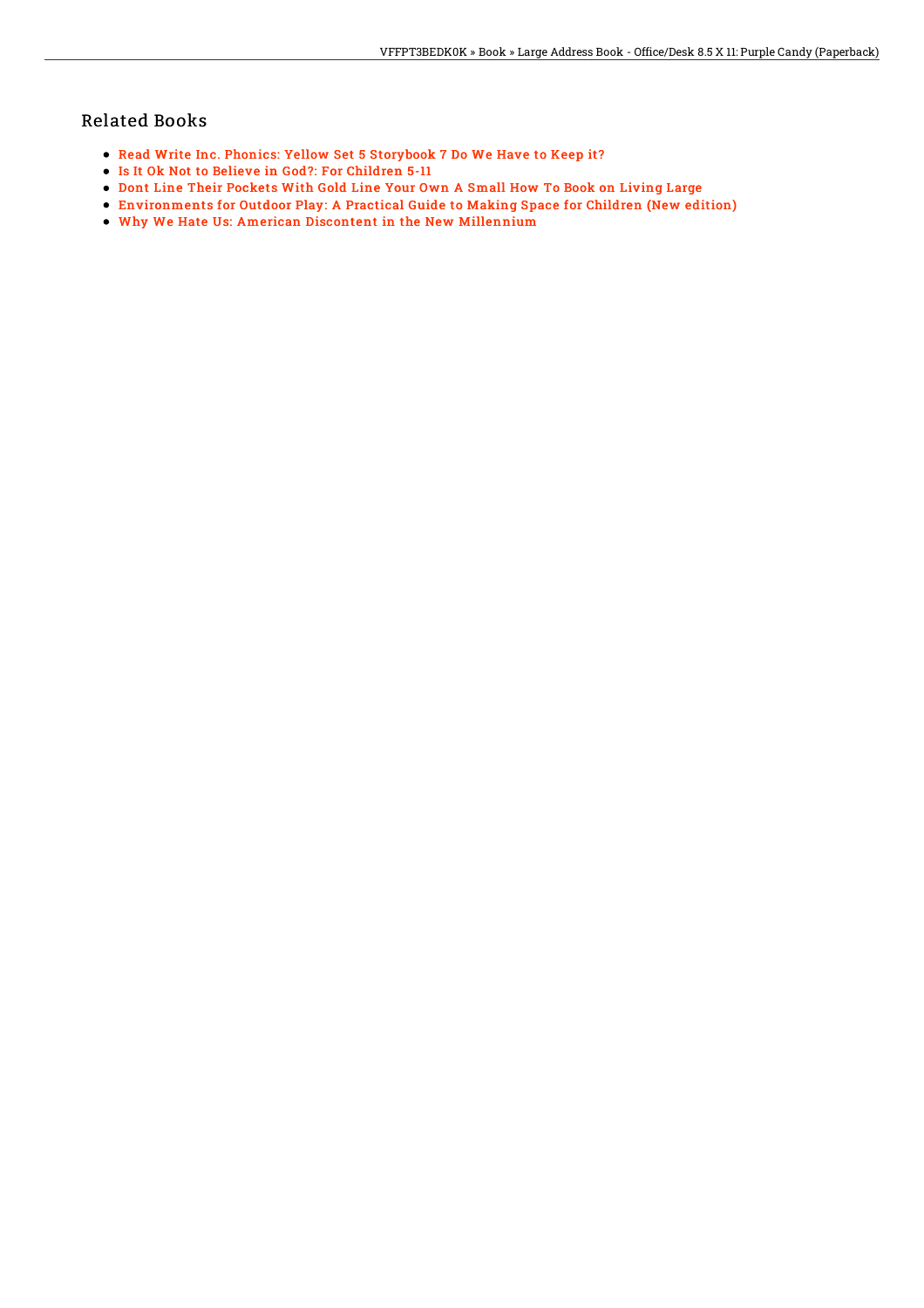## Related Books

- Read Write Inc. Phonics: Yellow Set 5 Storybook 7 Do We Have to Keep it?
- Is It Ok Not to Believe in God?: For Children 5-11
- Dont Line Their Pockets With Gold Line Your Own A Small How To Book on Living Large
- Environments for Outdoor Play: A Practical Guide to Making Space for Children (New edition)
- Why We Hate Us: American Discontent in the New Millennium